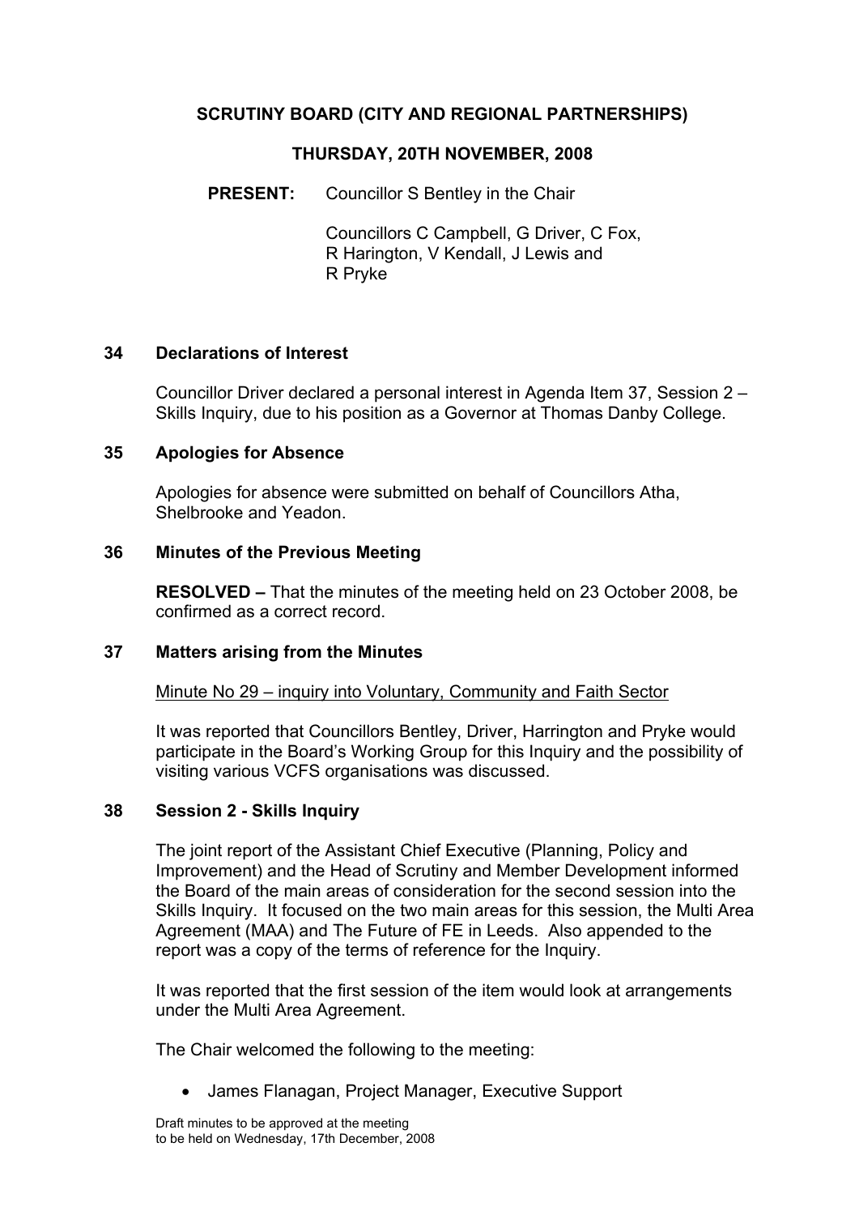# SCRUTINY BOARD (CITY AND REGIONAL PARTNERSHIPS)

## THURSDAY, 20TH NOVEMBER, 2008

**PRESENT:** Councillor S Bentley in the Chair

Councillors C Campbell, G Driver, C Fox, R Harington, V Kendall, J Lewis and R Pryke

### 34 Declarations of Interest

Councillor Driver declared a personal interest in Agenda Item 37, Session 2 – Skills Inquiry, due to his position as a Governor at Thomas Danby College.

### 35 Apologies for Absence

Apologies for absence were submitted on behalf of Councillors Atha, Shelbrooke and Yeadon.

### 36 Minutes of the Previous Meeting

**RESOLVED –** That the minutes of the meeting held on 23 October 2008, be confirmed as a correct record.

### 37 Matters arising from the Minutes

Minute No 29 – inquiry into Voluntary, Community and Faith Sector

It was reported that Councillors Bentley, Driver, Harrington and Pryke would participate in the Board's Working Group for this Inquiry and the possibility of visiting various VCFS organisations was discussed.

### 38 Session 2 - Skills Inquiry

The joint report of the Assistant Chief Executive (Planning, Policy and Improvement) and the Head of Scrutiny and Member Development informed the Board of the main areas of consideration for the second session into the Skills Inquiry. It focused on the two main areas for this session, the Multi Area Agreement (MAA) and The Future of FE in Leeds. Also appended to the report was a copy of the terms of reference for the Inquiry.

It was reported that the first session of the item would look at arrangements under the Multi Area Agreement.

The Chair welcomed the following to the meeting:

- James Flanagan, Project Manager, Executive Support

Draft minutes to be approved at the meeting to be held on Wednesday, 17th December, 2008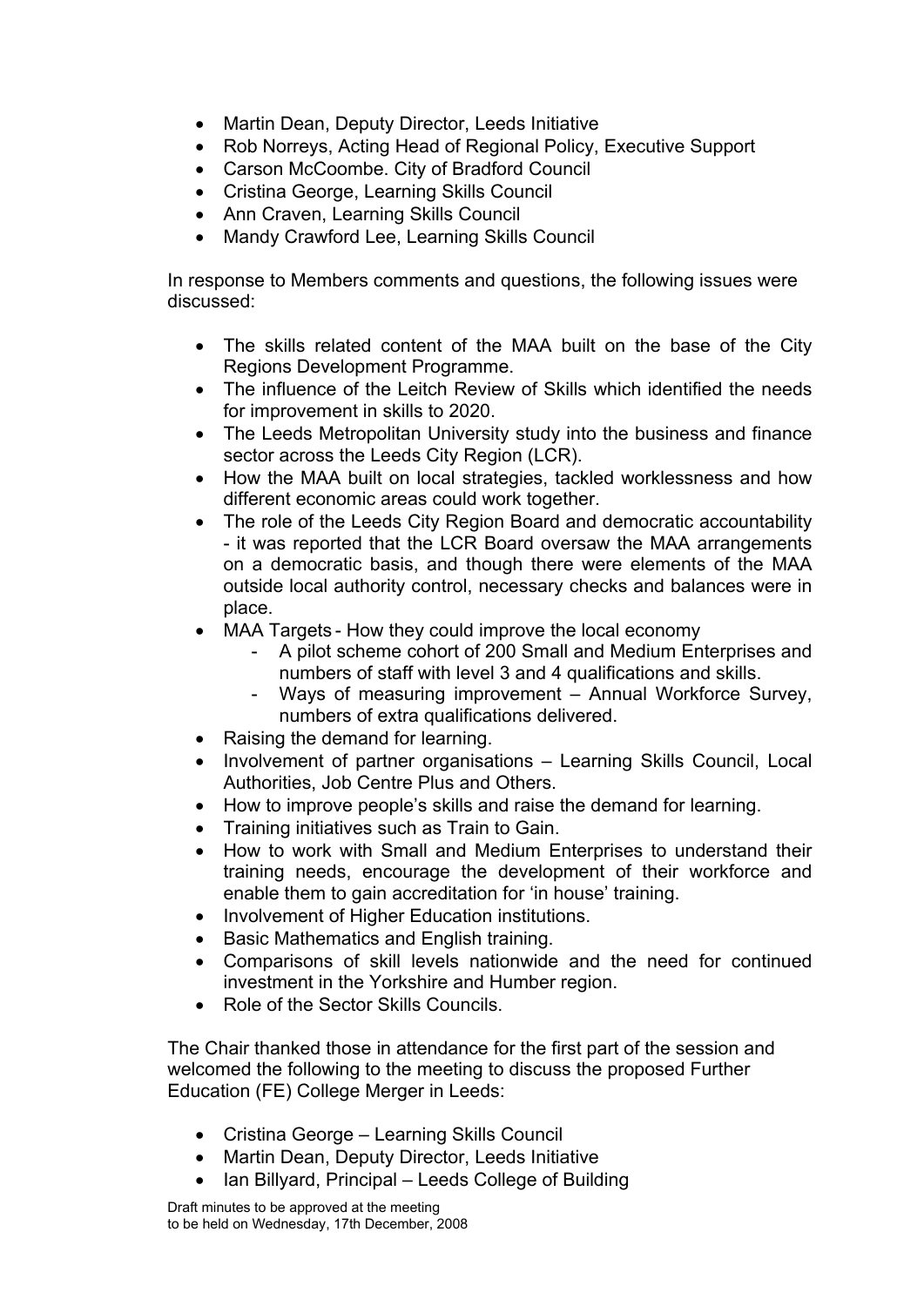- Martin Dean, Deputy Director, Leeds Initiative
- Rob Norreys, Acting Head of Regional Policy, Executive Support
- Carson McCoombe. City of Bradford Council
- Cristina George, Learning Skills Council
- Ann Craven, Learning Skills Council
- Mandy Crawford Lee, Learning Skills Council

In response to Members comments and questions, the following issues were discussed:

- The skills related content of the MAA built on the base of the City Regions Development Programme.
- The influence of the Leitch Review of Skills which identified the needs for improvement in skills to 2020.
- The Leeds Metropolitan University study into the business and finance sector across the Leeds City Region (LCR).
- How the MAA built on local strategies, tackled worklessness and how different economic areas could work together.
- The role of the Leeds City Region Board and democratic accountability - it was reported that the LCR Board oversaw the MAA arrangements on a democratic basis, and though there were elements of the MAA outside local authority control, necessary checks and balances were in place.
- MAA Targets - How they could improve the local economy
  - A pilot scheme cohort of 200 Small and Medium Enterprises and numbers of staff with level 3 and 4 qualifications and skills.
  - Ways of measuring improvement – Annual Workforce Survey, numbers of extra qualifications delivered.
- Raising the demand for learning.
- Involvement of partner organisations – Learning Skills Council, Local Authorities, Job Centre Plus and Others.
- How to improve people's skills and raise the demand for learning.
- Training initiatives such as Train to Gain.
- How to work with Small and Medium Enterprises to understand their training needs, encourage the development of their workforce and enable them to gain accreditation for 'in house' training.
- Involvement of Higher Education institutions.
- Basic Mathematics and English training.
- Comparisons of skill levels nationwide and the need for continued investment in the Yorkshire and Humber region.
- Role of the Sector Skills Councils.

The Chair thanked those in attendance for the first part of the session and welcomed the following to the meeting to discuss the proposed Further Education (FE) College Merger in Leeds:

- Cristina George – Learning Skills Council
- Martin Dean, Deputy Director, Leeds Initiative
- Ian Billyard, Principal – Leeds College of Building

Draft minutes to be approved at the meeting
to be held on Wednesday, 17th December, 2008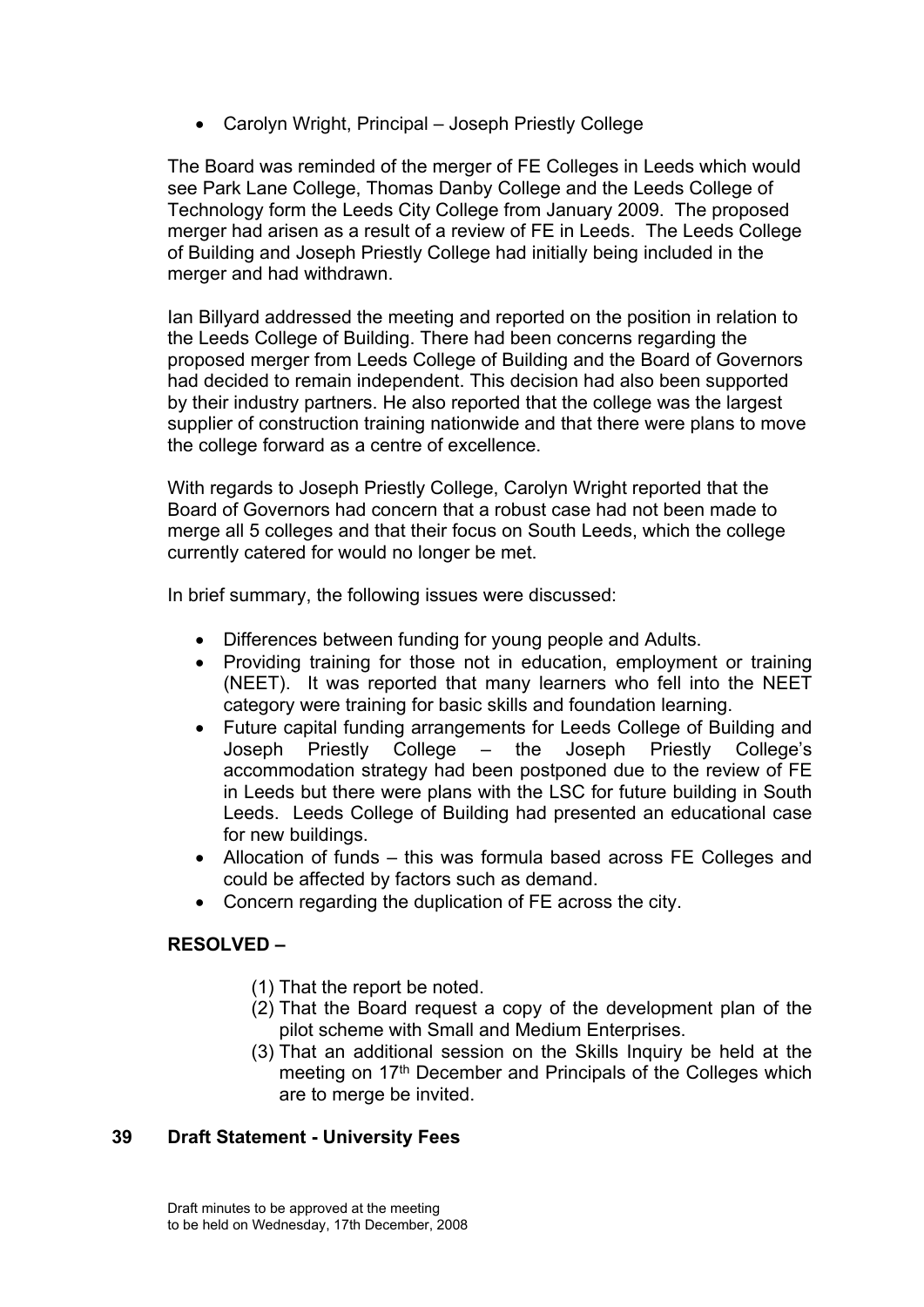- Carolyn Wright, Principal – Joseph Priestly College

The Board was reminded of the merger of FE Colleges in Leeds which would see Park Lane College, Thomas Danby College and the Leeds College of Technology form the Leeds City College from January 2009. The proposed merger had arisen as a result of a review of FE in Leeds. The Leeds College of Building and Joseph Priestly College had initially being included in the merger and had withdrawn.

Ian Billyard addressed the meeting and reported on the position in relation to the Leeds College of Building. There had been concerns regarding the proposed merger from Leeds College of Building and the Board of Governors had decided to remain independent. This decision had also been supported by their industry partners. He also reported that the college was the largest supplier of construction training nationwide and that there were plans to move the college forward as a centre of excellence.

With regards to Joseph Priestly College, Carolyn Wright reported that the Board of Governors had concern that a robust case had not been made to merge all 5 colleges and that their focus on South Leeds, which the college currently catered for would no longer be met.

In brief summary, the following issues were discussed:

- Differences between funding for young people and Adults.
- Providing training for those not in education, employment or training (NEET). It was reported that many learners who fell into the NEET category were training for basic skills and foundation learning.
- Future capital funding arrangements for Leeds College of Building and Joseph Priestly College – the Joseph Priestly College's accommodation strategy had been postponed due to the review of FE in Leeds but there were plans with the LSC for future building in South Leeds. Leeds College of Building had presented an educational case for new buildings.
- Allocation of funds – this was formula based across FE Colleges and could be affected by factors such as demand.
- Concern regarding the duplication of FE across the city.

**RESOLVED –**

(1) That the report be noted.
(2) That the Board request a copy of the development plan of the pilot scheme with Small and Medium Enterprises.
(3) That an additional session on the Skills Inquiry be held at the meeting on 17th December and Principals of the Colleges which are to merge be invited.

## 39 Draft Statement - University Fees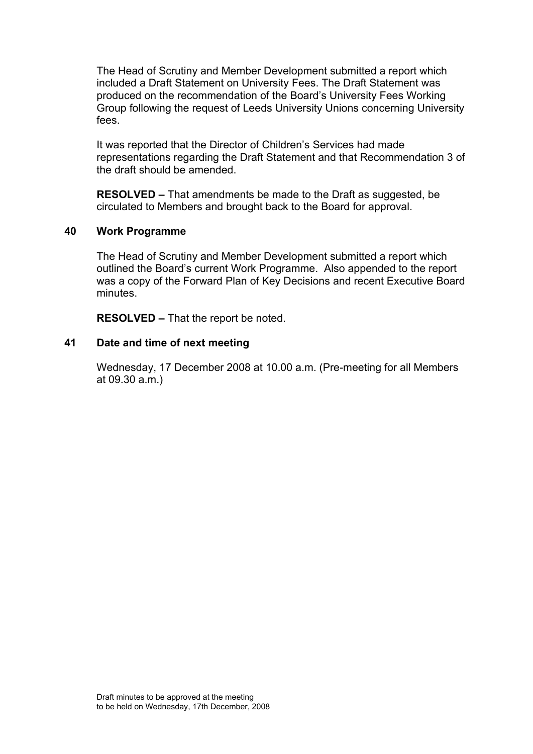The Head of Scrutiny and Member Development submitted a report which included a Draft Statement on University Fees. The Draft Statement was produced on the recommendation of the Board's University Fees Working Group following the request of Leeds University Unions concerning University fees.

It was reported that the Director of Children's Services had made representations regarding the Draft Statement and that Recommendation 3 of the draft should be amended.

**RESOLVED –** That amendments be made to the Draft as suggested, be circulated to Members and brought back to the Board for approval.

## 40 Work Programme

The Head of Scrutiny and Member Development submitted a report which outlined the Board's current Work Programme. Also appended to the report was a copy of the Forward Plan of Key Decisions and recent Executive Board minutes.

**RESOLVED –** That the report be noted.

## 41 Date and time of next meeting

Wednesday, 17 December 2008 at 10.00 a.m. (Pre-meeting for all Members at 09.30 a.m.)

Draft minutes to be approved at the meeting
to be held on Wednesday, 17th December, 2008